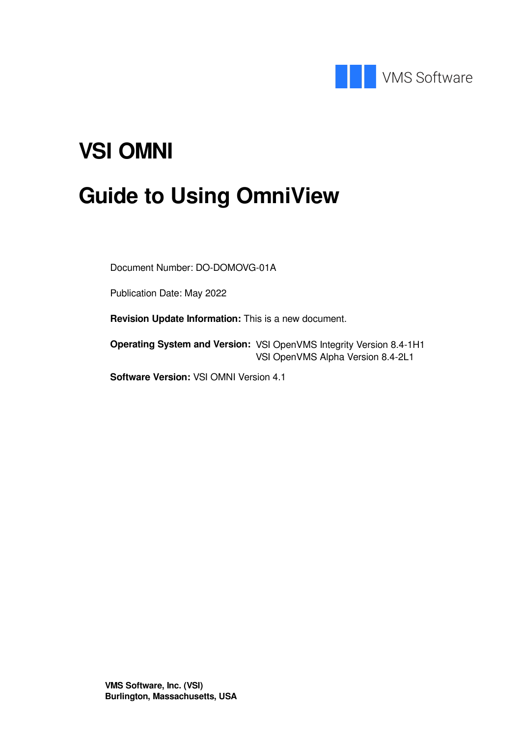VMS Software

# VSI OMNI

# Guide to Using OmniView

Document Number: DO-DOMOVG-01A

Publication Date: May 2022

**Revision Update Information:** This is a new document.

**Operating System and Version:** VSI OpenVMS Integrity Version 8.4-1H1
VSI OpenVMS Alpha Version 8.4-2L1

**Software Version:** VSI OMNI Version 4.1

**VMS Software, Inc. (VSI)**
**Burlington, Massachusetts, USA**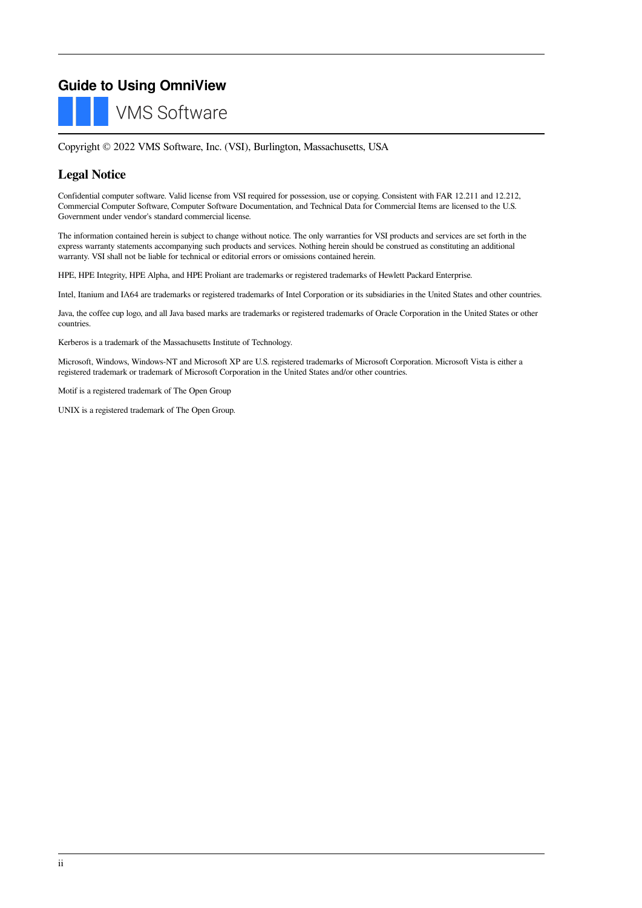# Guide to Using OmniView

VMS Software

Copyright © 2022 VMS Software, Inc. (VSI), Burlington, Massachusetts, USA

## Legal Notice

Confidential computer software. Valid license from VSI required for possession, use or copying. Consistent with FAR 12.211 and 12.212, Commercial Computer Software, Computer Software Documentation, and Technical Data for Commercial Items are licensed to the U.S. Government under vendor's standard commercial license.

The information contained herein is subject to change without notice. The only warranties for VSI products and services are set forth in the express warranty statements accompanying such products and services. Nothing herein should be construed as constituting an additional warranty. VSI shall not be liable for technical or editorial errors or omissions contained herein.

HPE, HPE Integrity, HPE Alpha, and HPE Proliant are trademarks or registered trademarks of Hewlett Packard Enterprise.

Intel, Itanium and IA64 are trademarks or registered trademarks of Intel Corporation or its subsidiaries in the United States and other countries.

Java, the coffee cup logo, and all Java based marks are trademarks or registered trademarks of Oracle Corporation in the United States or other countries.

Kerberos is a trademark of the Massachusetts Institute of Technology.

Microsoft, Windows, Windows-NT and Microsoft XP are U.S. registered trademarks of Microsoft Corporation. Microsoft Vista is either a registered trademark or trademark of Microsoft Corporation in the United States and/or other countries.

Motif is a registered trademark of The Open Group

UNIX is a registered trademark of The Open Group.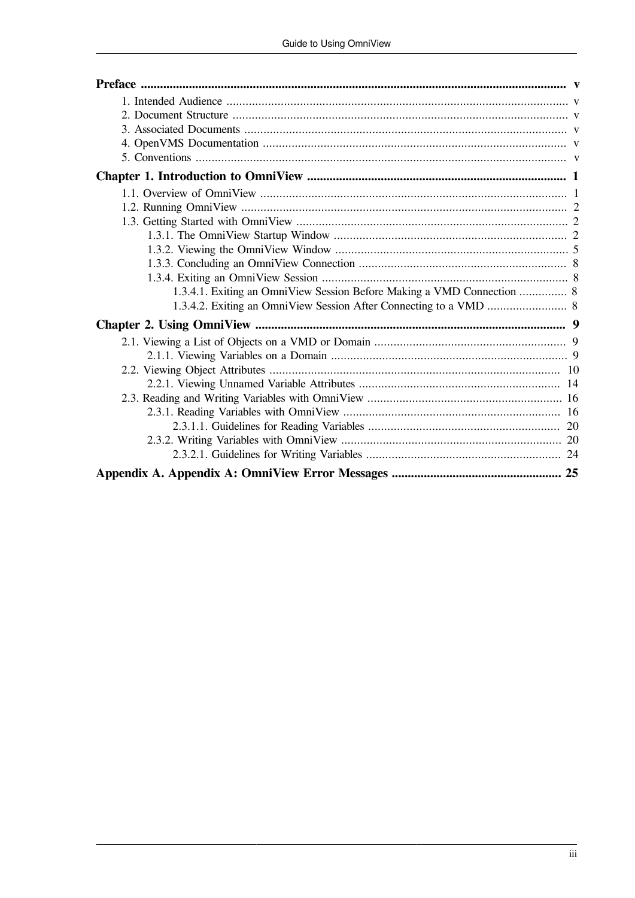**Preface** ..... v

- 1. Intended Audience ..... v
- 2. Document Structure ..... v
- 3. Associated Documents ..... v
- 4. OpenVMS Documentation ..... v
- 5. Conventions ..... v

**Chapter 1. Introduction to OmniView** ..... 1

- 1.1. Overview of OmniView ..... 1
- 1.2. Running OmniView ..... 2
- 1.3. Getting Started with OmniView ..... 2
  - 1.3.1. The OmniView Startup Window ..... 2
  - 1.3.2. Viewing the OmniView Window ..... 5
  - 1.3.3. Concluding an OmniView Connection ..... 8
  - 1.3.4. Exiting an OmniView Session ..... 8
    - 1.3.4.1. Exiting an OmniView Session Before Making a VMD Connection ..... 8
    - 1.3.4.2. Exiting an OmniView Session After Connecting to a VMD ..... 8

**Chapter 2. Using OmniView** ..... 9

- 2.1. Viewing a List of Objects on a VMD or Domain ..... 9
  - 2.1.1. Viewing Variables on a Domain ..... 9
- 2.2. Viewing Object Attributes ..... 10
  - 2.2.1. Viewing Unnamed Variable Attributes ..... 14
- 2.3. Reading and Writing Variables with OmniView ..... 16
  - 2.3.1. Reading Variables with OmniView ..... 16
    - 2.3.1.1. Guidelines for Reading Variables ..... 20
  - 2.3.2. Writing Variables with OmniView ..... 20
    - 2.3.2.1. Guidelines for Writing Variables ..... 24

**Appendix A. Appendix A: OmniView Error Messages** ..... 25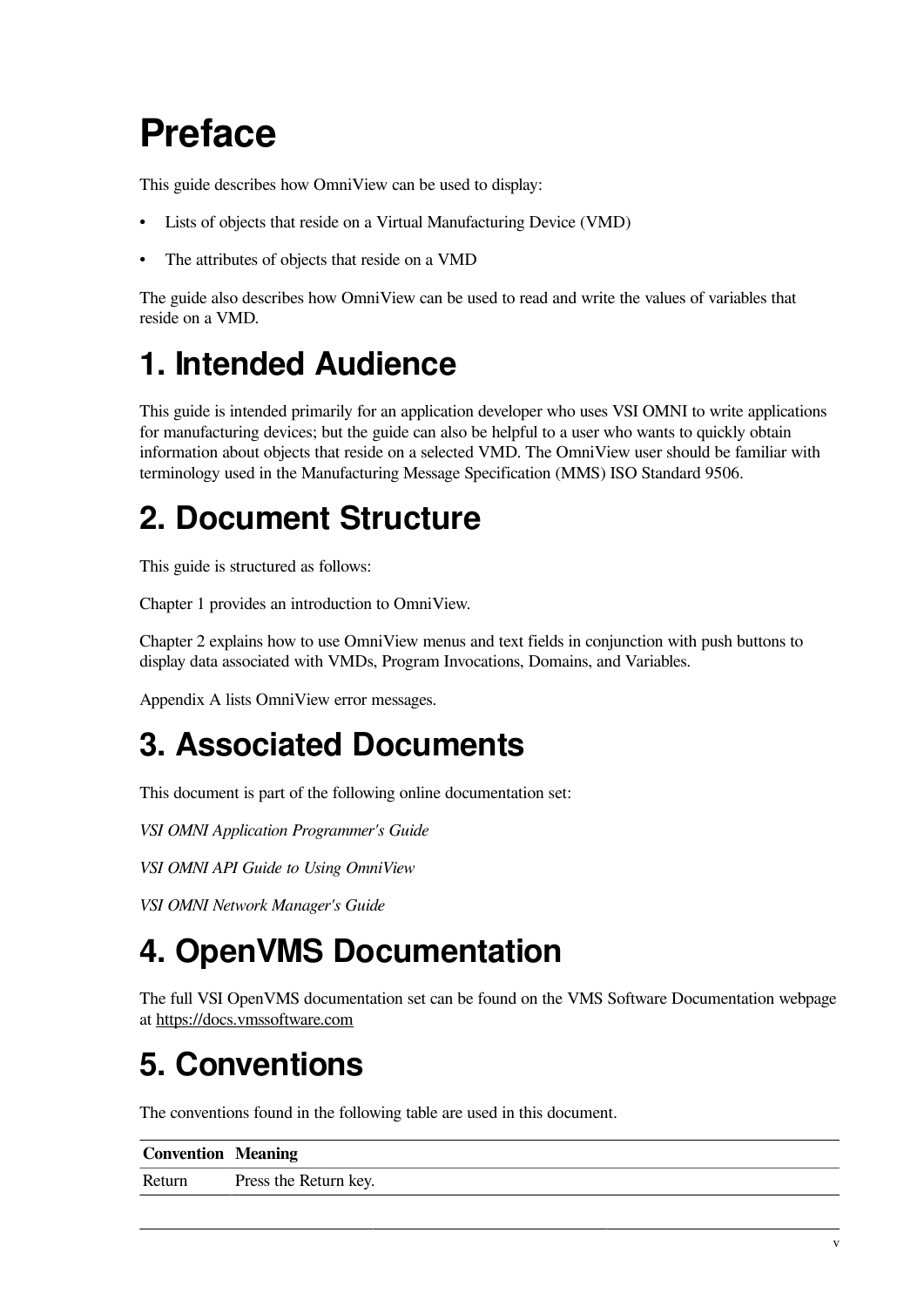# Preface

This guide describes how OmniView can be used to display:

- Lists of objects that reside on a Virtual Manufacturing Device (VMD)
- The attributes of objects that reside on a VMD

The guide also describes how OmniView can be used to read and write the values of variables that reside on a VMD.

## 1. Intended Audience

This guide is intended primarily for an application developer who uses VSI OMNI to write applications for manufacturing devices; but the guide can also be helpful to a user who wants to quickly obtain information about objects that reside on a selected VMD. The OmniView user should be familiar with terminology used in the Manufacturing Message Specification (MMS) ISO Standard 9506.

## 2. Document Structure

This guide is structured as follows:

Chapter 1 provides an introduction to OmniView.

Chapter 2 explains how to use OmniView menus and text fields in conjunction with push buttons to display data associated with VMDs, Program Invocations, Domains, and Variables.

Appendix A lists OmniView error messages.

## 3. Associated Documents

This document is part of the following online documentation set:

*VSI OMNI Application Programmer's Guide*

*VSI OMNI API Guide to Using OmniView*

*VSI OMNI Network Manager's Guide*

## 4. OpenVMS Documentation

The full VSI OpenVMS documentation set can be found on the VMS Software Documentation webpage at https://docs.vmssoftware.com

## 5. Conventions

The conventions found in the following table are used in this document.

| Convention | Meaning |
|---|---|
| Return | Press the Return key. |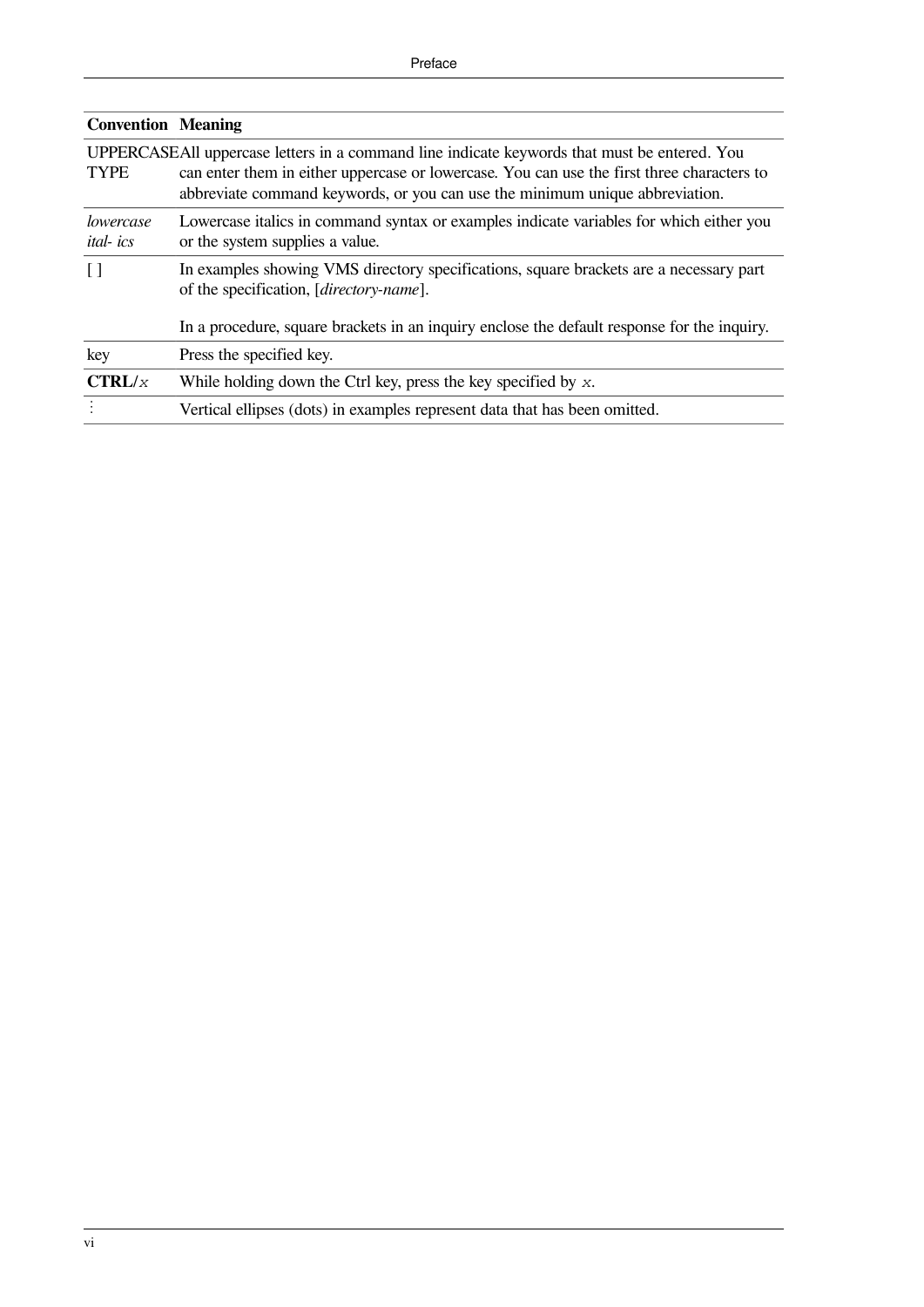| Convention | Meaning |
|---|---|
| UPPERCASE TYPE | All uppercase letters in a command line indicate keywords that must be entered. You can enter them in either uppercase or lowercase. You can use the first three characters to abbreviate command keywords, or you can use the minimum unique abbreviation. |
| *lowercase ital- ics* | Lowercase italics in command syntax or examples indicate variables for which either you or the system supplies a value. |
| [ ] | In examples showing VMS directory specifications, square brackets are a necessary part of the specification, [*directory-name*].<br><br>In a procedure, square brackets in an inquiry enclose the default response for the inquiry. |
| key | Press the specified key. |
| **CTRL/***x* | While holding down the Ctrl key, press the key specified by *x*. |
| ⋮ | Vertical ellipses (dots) in examples represent data that has been omitted. |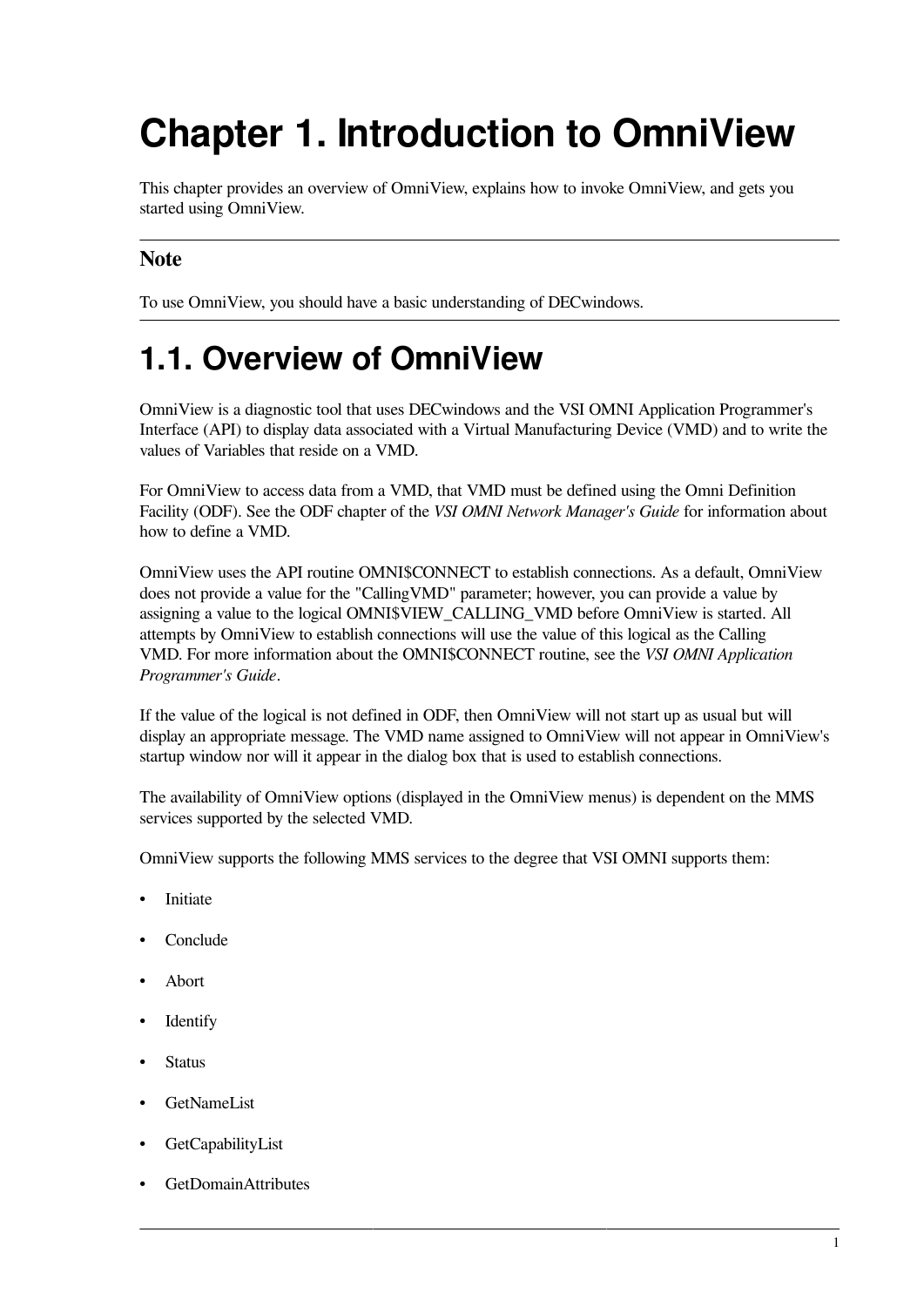# Chapter 1. Introduction to OmniView

This chapter provides an overview of OmniView, explains how to invoke OmniView, and gets you started using OmniView.

---

**Note**

To use OmniView, you should have a basic understanding of DECwindows.

---

## 1.1. Overview of OmniView

OmniView is a diagnostic tool that uses DECwindows and the VSI OMNI Application Programmer's Interface (API) to display data associated with a Virtual Manufacturing Device (VMD) and to write the values of Variables that reside on a VMD.

For OmniView to access data from a VMD, that VMD must be defined using the Omni Definition Facility (ODF). See the ODF chapter of the *VSI OMNI Network Manager's Guide* for information about how to define a VMD.

OmniView uses the API routine OMNI$CONNECT to establish connections. As a default, OmniView does not provide a value for the "CallingVMD" parameter; however, you can provide a value by assigning a value to the logical OMNI$VIEW_CALLING_VMD before OmniView is started. All attempts by OmniView to establish connections will use the value of this logical as the Calling VMD. For more information about the OMNI$CONNECT routine, see the *VSI OMNI Application Programmer's Guide*.

If the value of the logical is not defined in ODF, then OmniView will not start up as usual but will display an appropriate message. The VMD name assigned to OmniView will not appear in OmniView's startup window nor will it appear in the dialog box that is used to establish connections.

The availability of OmniView options (displayed in the OmniView menus) is dependent on the MMS services supported by the selected VMD.

OmniView supports the following MMS services to the degree that VSI OMNI supports them:

- Initiate
- Conclude
- Abort
- Identify
- Status
- GetNameList
- GetCapabilityList
- GetDomainAttributes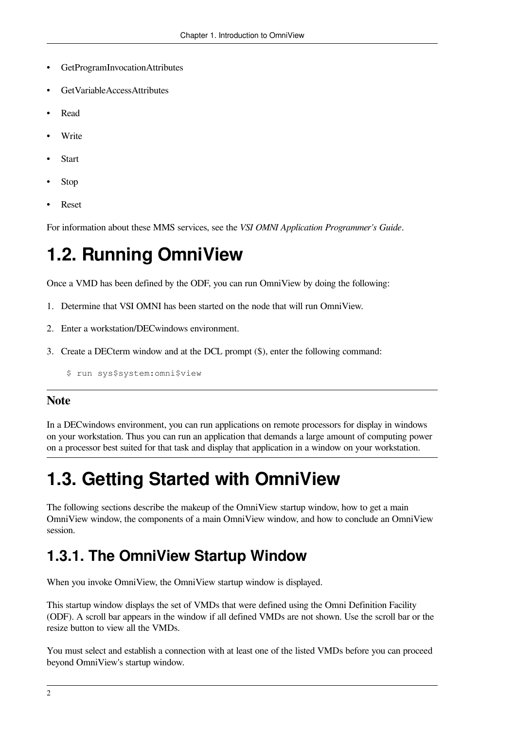- GetProgramInvocationAttributes
- GetVariableAccessAttributes
- Read
- Write
- Start
- Stop
- Reset

For information about these MMS services, see the *VSI OMNI Application Programmer's Guide*.

# 1.2. Running OmniView

Once a VMD has been defined by the ODF, you can run OmniView by doing the following:

1. Determine that VSI OMNI has been started on the node that will run OmniView.
2. Enter a workstation/DECwindows environment.
3. Create a DECterm window and at the DCL prompt ($), enter the following command:

```
$ run sys$system:omni$view
```

**Note**

In a DECwindows environment, you can run applications on remote processors for display in windows on your workstation. Thus you can run an application that demands a large amount of computing power on a processor best suited for that task and display that application in a window on your workstation.

# 1.3. Getting Started with OmniView

The following sections describe the makeup of the OmniView startup window, how to get a main OmniView window, the components of a main OmniView window, and how to conclude an OmniView session.

## 1.3.1. The OmniView Startup Window

When you invoke OmniView, the OmniView startup window is displayed.

This startup window displays the set of VMDs that were defined using the Omni Definition Facility (ODF). A scroll bar appears in the window if all defined VMDs are not shown. Use the scroll bar or the resize button to view all the VMDs.

You must select and establish a connection with at least one of the listed VMDs before you can proceed beyond OmniView's startup window.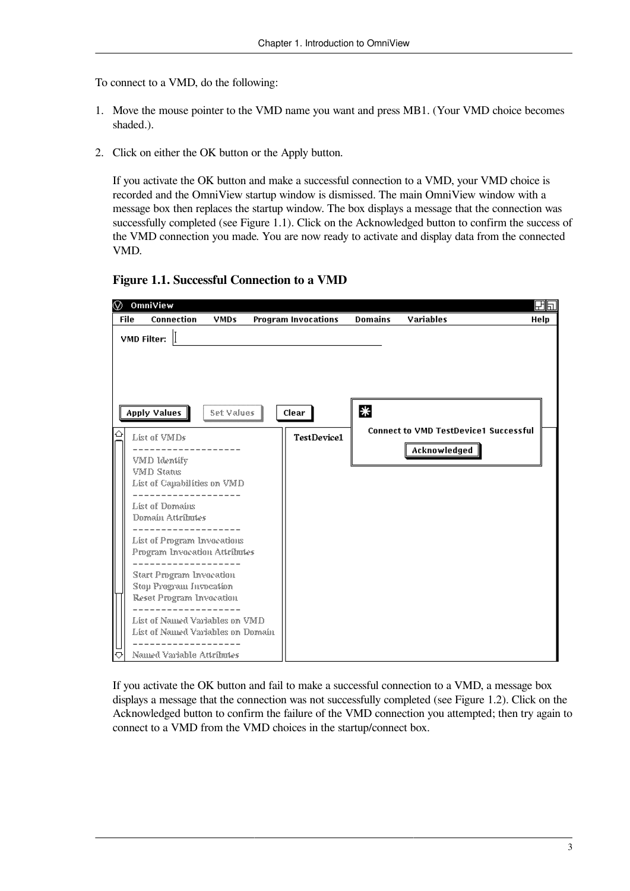To connect to a VMD, do the following:

1. Move the mouse pointer to the VMD name you want and press MB1. (Your VMD choice becomes shaded.).

2. Click on either the OK button or the Apply button.

   If you activate the OK button and make a successful connection to a VMD, your VMD choice is recorded and the OmniView startup window is dismissed. The main OmniView window with a message box then replaces the startup window. The box displays a message that the connection was successfully completed (see Figure 1.1). Click on the Acknowledged button to confirm the success of the VMD connection you made. You are now ready to activate and display data from the connected VMD.

   **Figure 1.1. Successful Connection to a VMD**

   If you activate the OK button and fail to make a successful connection to a VMD, a message box displays a message that the connection was not successfully completed (see Figure 1.2). Click on the Acknowledged button to confirm the failure of the VMD connection you attempted; then try again to connect to a VMD from the VMD choices in the startup/connect box.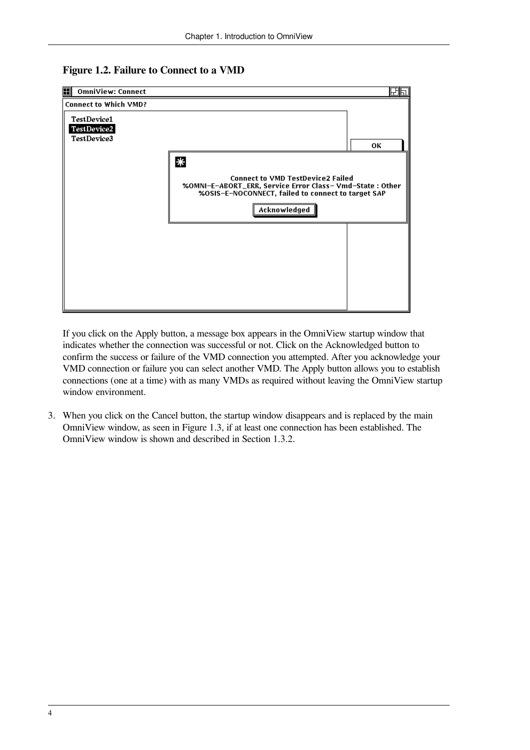**Figure 1.2. Failure to Connect to a VMD**

If you click on the Apply button, a message box appears in the OmniView startup window that indicates whether the connection was successful or not. Click on the Acknowledged button to confirm the success or failure of the VMD connection you attempted. After you acknowledge your VMD connection or failure you can select another VMD. The Apply button allows you to establish connections (one at a time) with as many VMDs as required without leaving the OmniView startup window environment.

3. When you click on the Cancel button, the startup window disappears and is replaced by the main OmniView window, as seen in Figure 1.3, if at least one connection has been established. The OmniView window is shown and described in Section 1.3.2.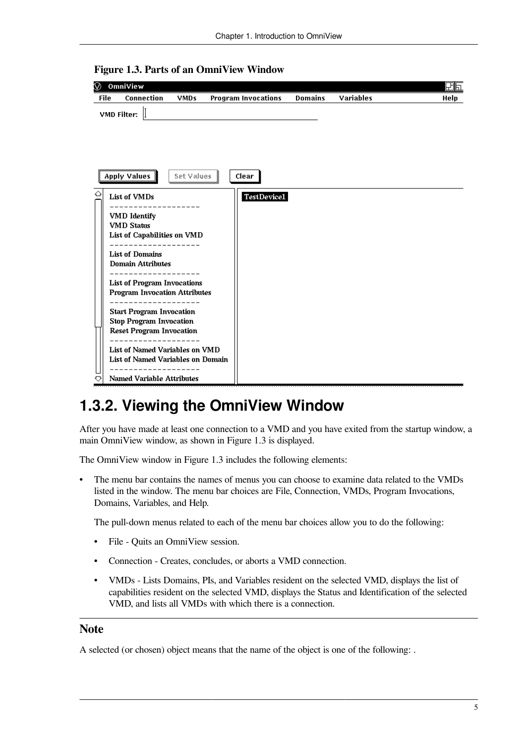**Figure 1.3. Parts of an OmniView Window**

## 1.3.2. Viewing the OmniView Window

After you have made at least one connection to a VMD and you have exited from the startup window, a main OmniView window, as shown in Figure 1.3 is displayed.

The OmniView window in Figure 1.3 includes the following elements:

- The menu bar contains the names of menus you can choose to examine data related to the VMDs listed in the window. The menu bar choices are File, Connection, VMDs, Program Invocations, Domains, Variables, and Help.

  The pull-down menus related to each of the menu bar choices allow you to do the following:

  - File - Quits an OmniView session.
  - Connection - Creates, concludes, or aborts a VMD connection.
  - VMDs - Lists Domains, PIs, and Variables resident on the selected VMD, displays the list of capabilities resident on the selected VMD, displays the Status and Identification of the selected VMD, and lists all VMDs with which there is a connection.

### Note

A selected (or chosen) object means that the name of the object is one of the following: .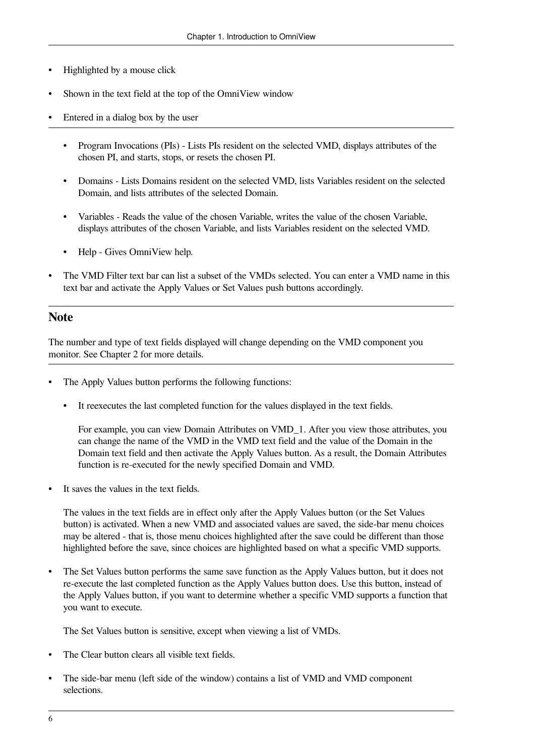- Highlighted by a mouse click
- Shown in the text field at the top of the OmniView window
- Entered in a dialog box by the user

---

  - Program Invocations (PIs) - Lists PIs resident on the selected VMD, displays attributes of the chosen PI, and starts, stops, or resets the chosen PI.
  - Domains - Lists Domains resident on the selected VMD, lists Variables resident on the selected Domain, and lists attributes of the selected Domain.
  - Variables - Reads the value of the chosen Variable, writes the value of the chosen Variable, displays attributes of the chosen Variable, and lists Variables resident on the selected VMD.
  - Help - Gives OmniView help.
- The VMD Filter text bar can list a subset of the VMDs selected. You can enter a VMD name in this text bar and activate the Apply Values or Set Values push buttons accordingly.

---

## Note

The number and type of text fields displayed will change depending on the VMD component you monitor. See Chapter 2 for more details.

---

- The Apply Values button performs the following functions:
  - It reexecutes the last completed function for the values displayed in the text fields.

    For example, you can view Domain Attributes on VMD_1. After you view those attributes, you can change the name of the VMD in the VMD text field and the value of the Domain in the Domain text field and then activate the Apply Values button. As a result, the Domain Attributes function is re-executed for the newly specified Domain and VMD.
- It saves the values in the text fields.

  The values in the text fields are in effect only after the Apply Values button (or the Set Values button) is activated. When a new VMD and associated values are saved, the side-bar menu choices may be altered - that is, those menu choices highlighted after the save could be different than those highlighted before the save, since choices are highlighted based on what a specific VMD supports.
- The Set Values button performs the same save function as the Apply Values button, but it does not re-execute the last completed function as the Apply Values button does. Use this button, instead of the Apply Values button, if you want to determine whether a specific VMD supports a function that you want to execute.

  The Set Values button is sensitive, except when viewing a list of VMDs.
- The Clear button clears all visible text fields.
- The side-bar menu (left side of the window) contains a list of VMD and VMD component selections.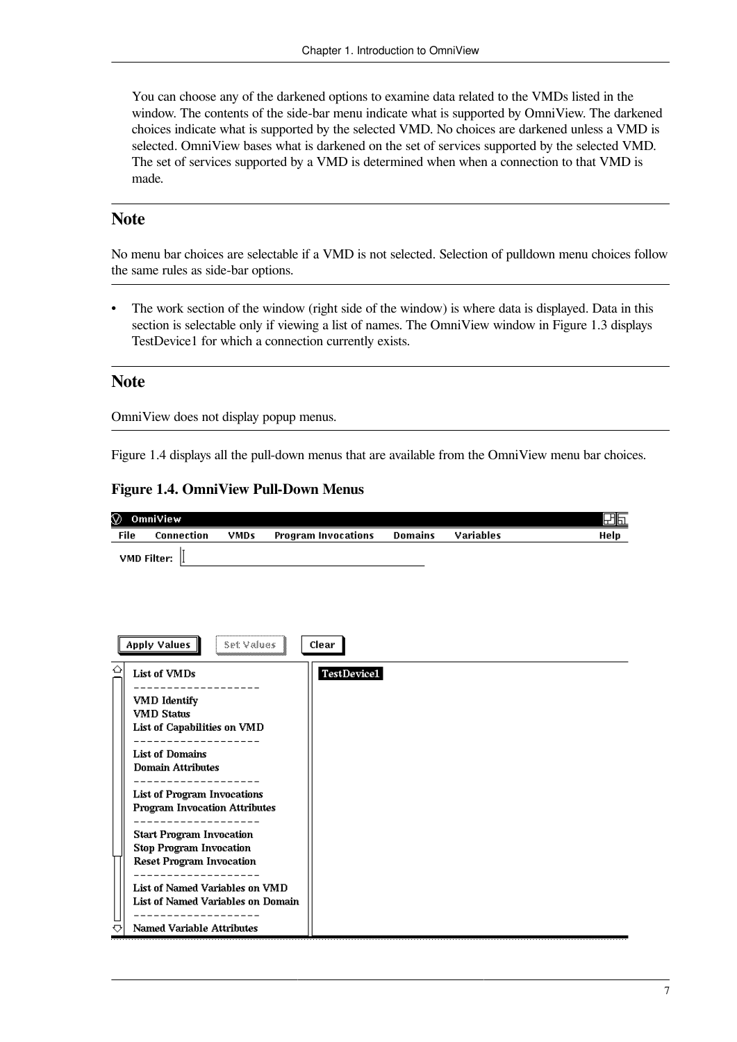You can choose any of the darkened options to examine data related to the VMDs listed in the window. The contents of the side-bar menu indicate what is supported by OmniView. The darkened choices indicate what is supported by the selected VMD. No choices are darkened unless a VMD is selected. OmniView bases what is darkened on the set of services supported by the selected VMD. The set of services supported by a VMD is determined when when a connection to that VMD is made.

## Note

No menu bar choices are selectable if a VMD is not selected. Selection of pulldown menu choices follow the same rules as side-bar options.

- The work section of the window (right side of the window) is where data is displayed. Data in this section is selectable only if viewing a list of names. The OmniView window in Figure 1.3 displays TestDevice1 for which a connection currently exists.

## Note

OmniView does not display popup menus.

Figure 1.4 displays all the pull-down menus that are available from the OmniView menu bar choices.

**Figure 1.4. OmniView Pull-Down Menus**

OmniView

File Connection VMDs Program Invocations Domains Variables Help

VMD Filter:

Apply Values Set Values Clear

List of VMDs
VMD Identify
VMD Status
List of Capabilities on VMD
List of Domains
Domain Attributes
List of Program Invocations
Program Invocation Attributes
Start Program Invocation
Stop Program Invocation
Reset Program Invocation
List of Named Variables on VMD
List of Named Variables on Domain
Named Variable Attributes

TestDevice1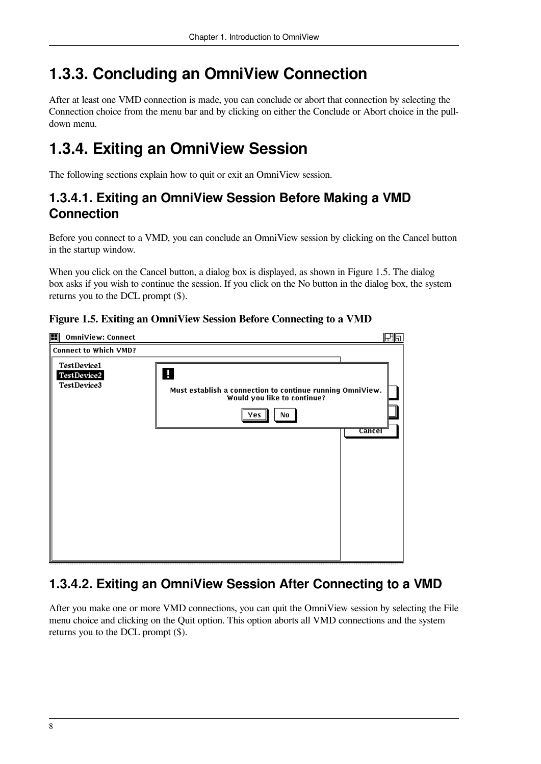## 1.3.3. Concluding an OmniView Connection

After at least one VMD connection is made, you can conclude or abort that connection by selecting the Connection choice from the menu bar and by clicking on either the Conclude or Abort choice in the pull-down menu.

## 1.3.4. Exiting an OmniView Session

The following sections explain how to quit or exit an OmniView session.

### 1.3.4.1. Exiting an OmniView Session Before Making a VMD Connection

Before you connect to a VMD, you can conclude an OmniView session by clicking on the Cancel button in the startup window.

When you click on the Cancel button, a dialog box is displayed, as shown in Figure 1.5. The dialog box asks if you wish to continue the session. If you click on the No button in the dialog box, the system returns you to the DCL prompt ($).

**Figure 1.5. Exiting an OmniView Session Before Connecting to a VMD**

### 1.3.4.2. Exiting an OmniView Session After Connecting to a VMD

After you make one or more VMD connections, you can quit the OmniView session by selecting the File menu choice and clicking on the Quit option. This option aborts all VMD connections and the system returns you to the DCL prompt ($).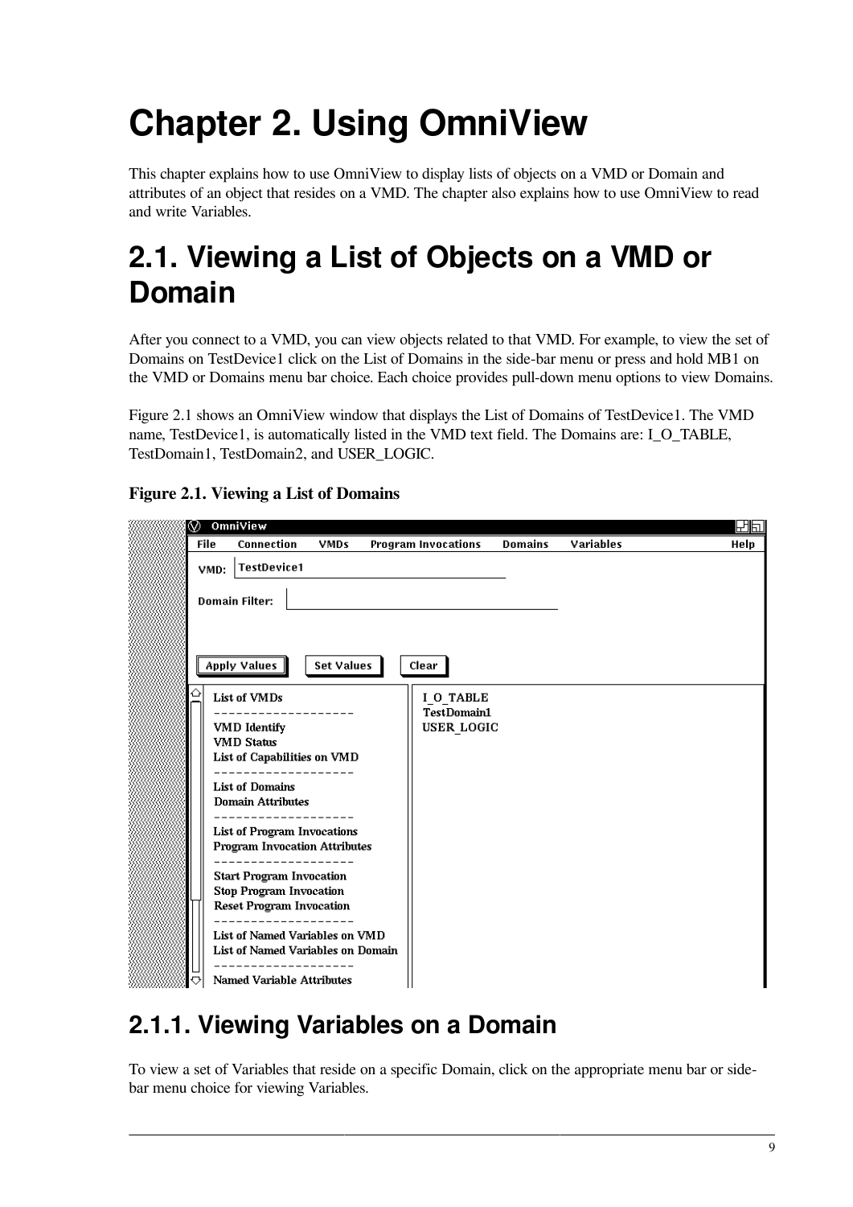# Chapter 2. Using OmniView

This chapter explains how to use OmniView to display lists of objects on a VMD or Domain and attributes of an object that resides on a VMD. The chapter also explains how to use OmniView to read and write Variables.

# 2.1. Viewing a List of Objects on a VMD or Domain

After you connect to a VMD, you can view objects related to that VMD. For example, to view the set of Domains on TestDevice1 click on the List of Domains in the side-bar menu or press and hold MB1 on the VMD or Domains menu bar choice. Each choice provides pull-down menu options to view Domains.

Figure 2.1 shows an OmniView window that displays the List of Domains of TestDevice1. The VMD name, TestDevice1, is automatically listed in the VMD text field. The Domains are: I_O_TABLE, TestDomain1, TestDomain2, and USER_LOGIC.

**Figure 2.1. Viewing a List of Domains**

## 2.1.1. Viewing Variables on a Domain

To view a set of Variables that reside on a specific Domain, click on the appropriate menu bar or side-bar menu choice for viewing Variables.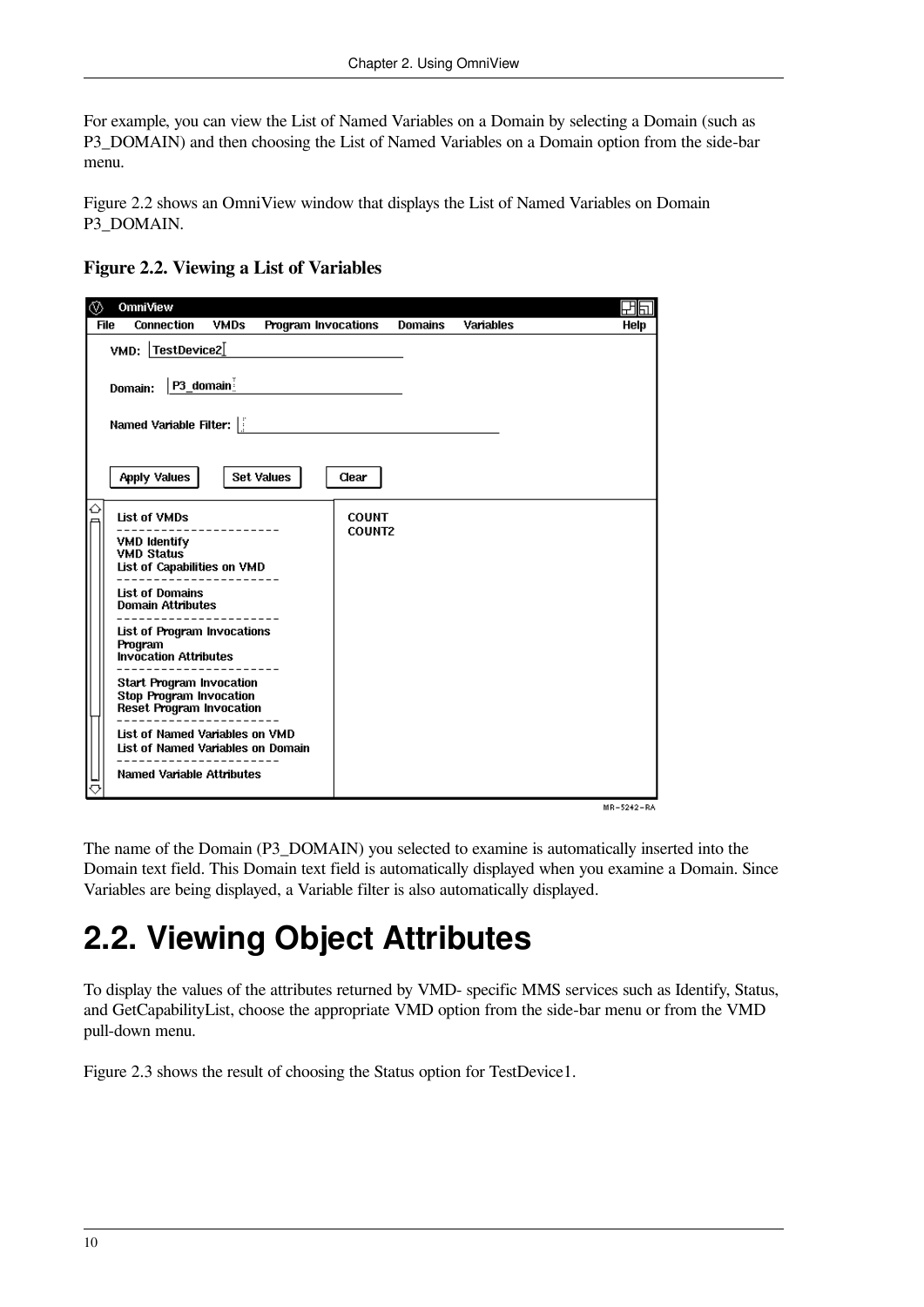For example, you can view the List of Named Variables on a Domain by selecting a Domain (such as P3_DOMAIN) and then choosing the List of Named Variables on a Domain option from the side-bar menu.

Figure 2.2 shows an OmniView window that displays the List of Named Variables on Domain P3_DOMAIN.

**Figure 2.2. Viewing a List of Variables**

The name of the Domain (P3_DOMAIN) you selected to examine is automatically inserted into the Domain text field. This Domain text field is automatically displayed when you examine a Domain. Since Variables are being displayed, a Variable filter is also automatically displayed.

# 2.2. Viewing Object Attributes

To display the values of the attributes returned by VMD- specific MMS services such as Identify, Status, and GetCapabilityList, choose the appropriate VMD option from the side-bar menu or from the VMD pull-down menu.

Figure 2.3 shows the result of choosing the Status option for TestDevice1.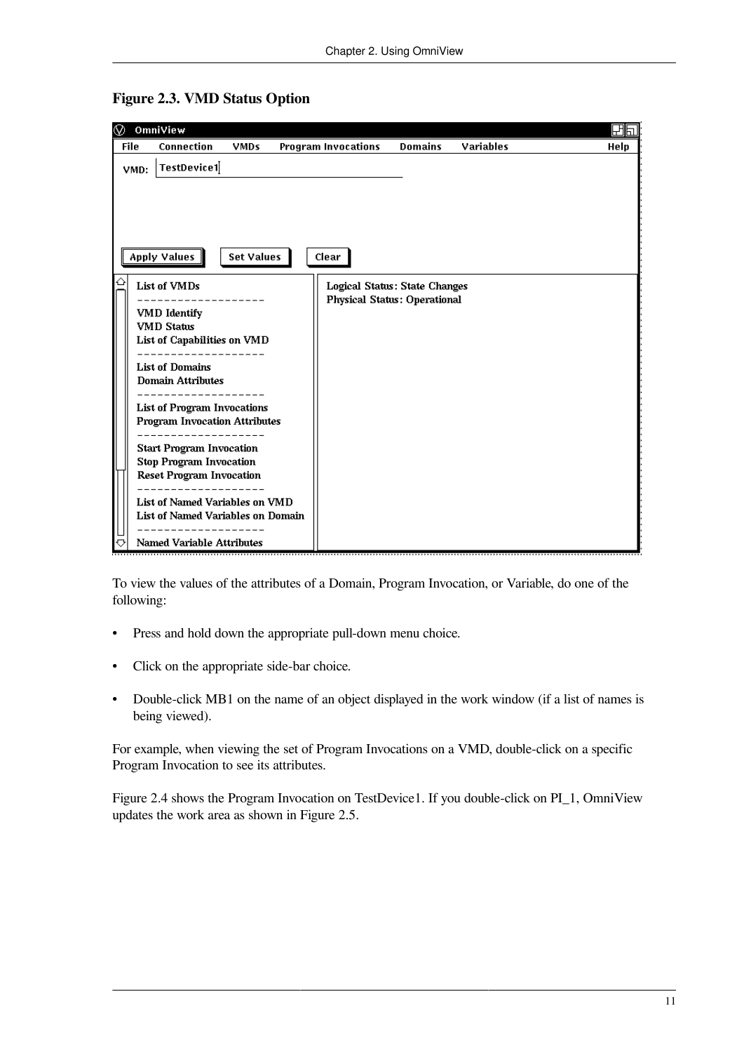**Figure 2.3. VMD Status Option**

To view the values of the attributes of a Domain, Program Invocation, or Variable, do one of the following:

- Press and hold down the appropriate pull-down menu choice.
- Click on the appropriate side-bar choice.
- Double-click MB1 on the name of an object displayed in the work window (if a list of names is being viewed).

For example, when viewing the set of Program Invocations on a VMD, double-click on a specific Program Invocation to see its attributes.

Figure 2.4 shows the Program Invocation on TestDevice1. If you double-click on PI_1, OmniView updates the work area as shown in Figure 2.5.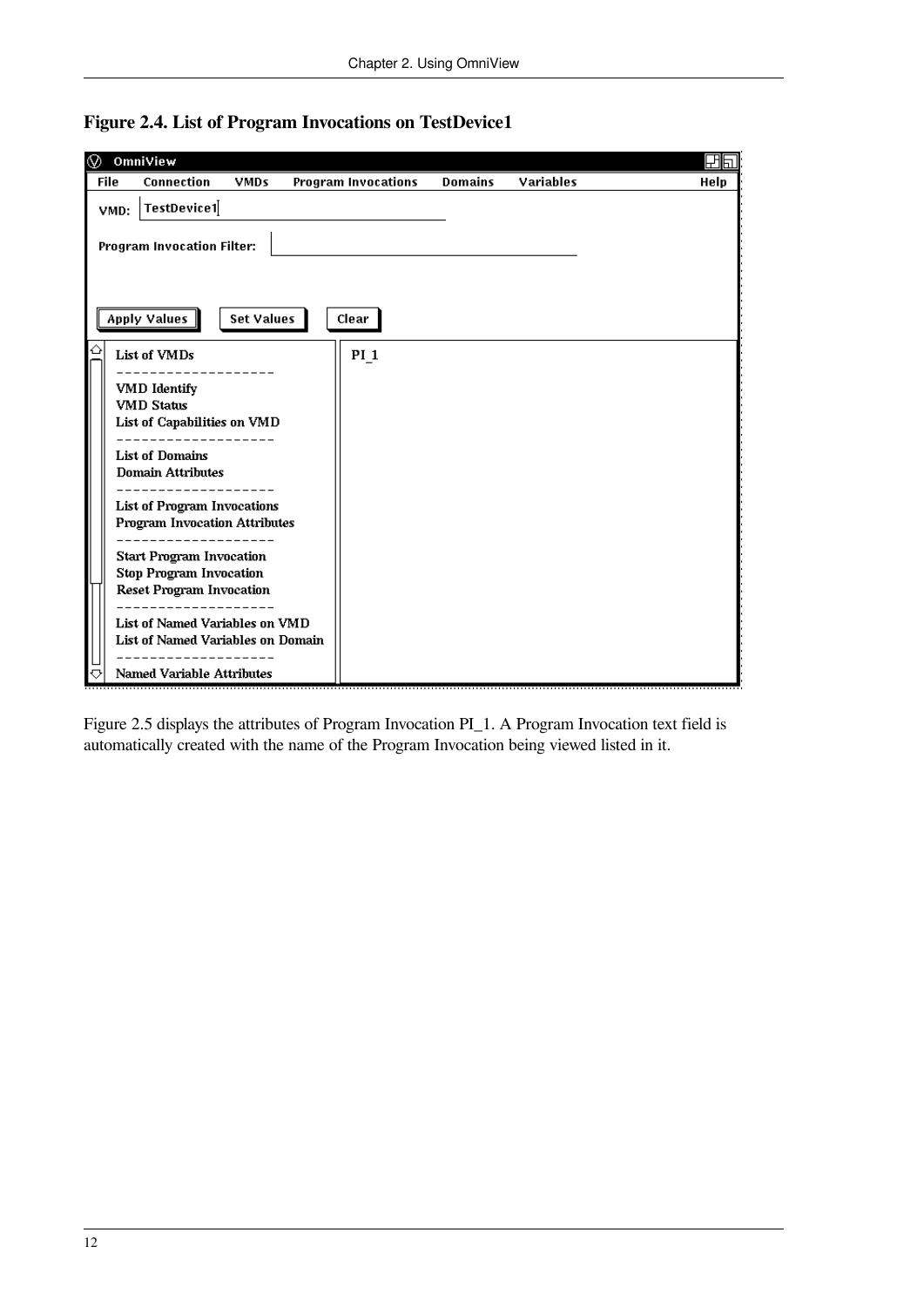**Figure 2.4. List of Program Invocations on TestDevice1**

Figure 2.5 displays the attributes of Program Invocation PI_1. A Program Invocation text field is automatically created with the name of the Program Invocation being viewed listed in it.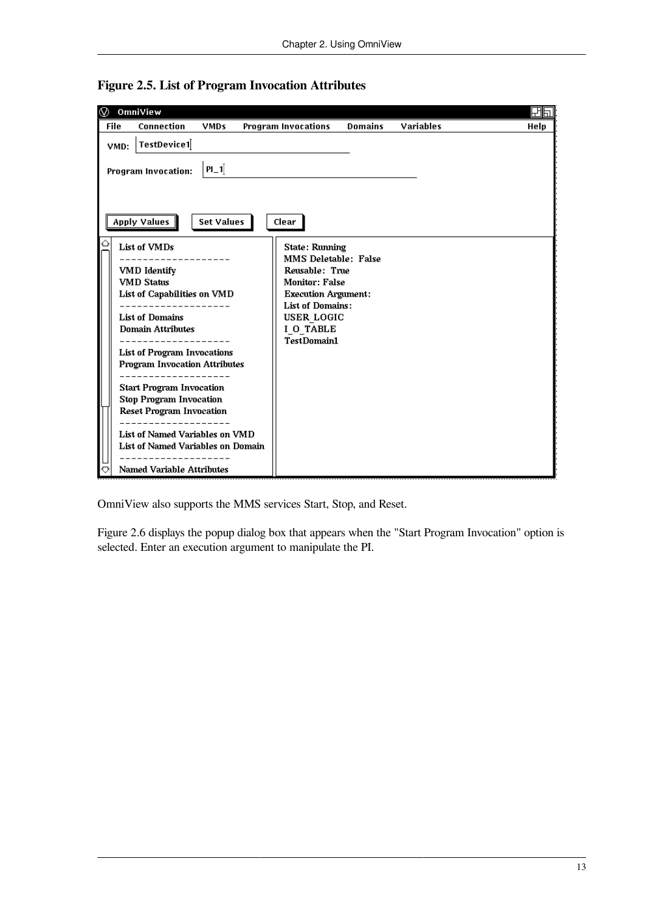**Figure 2.5. List of Program Invocation Attributes**

OmniView also supports the MMS services Start, Stop, and Reset.

Figure 2.6 displays the popup dialog box that appears when the "Start Program Invocation" option is selected. Enter an execution argument to manipulate the PI.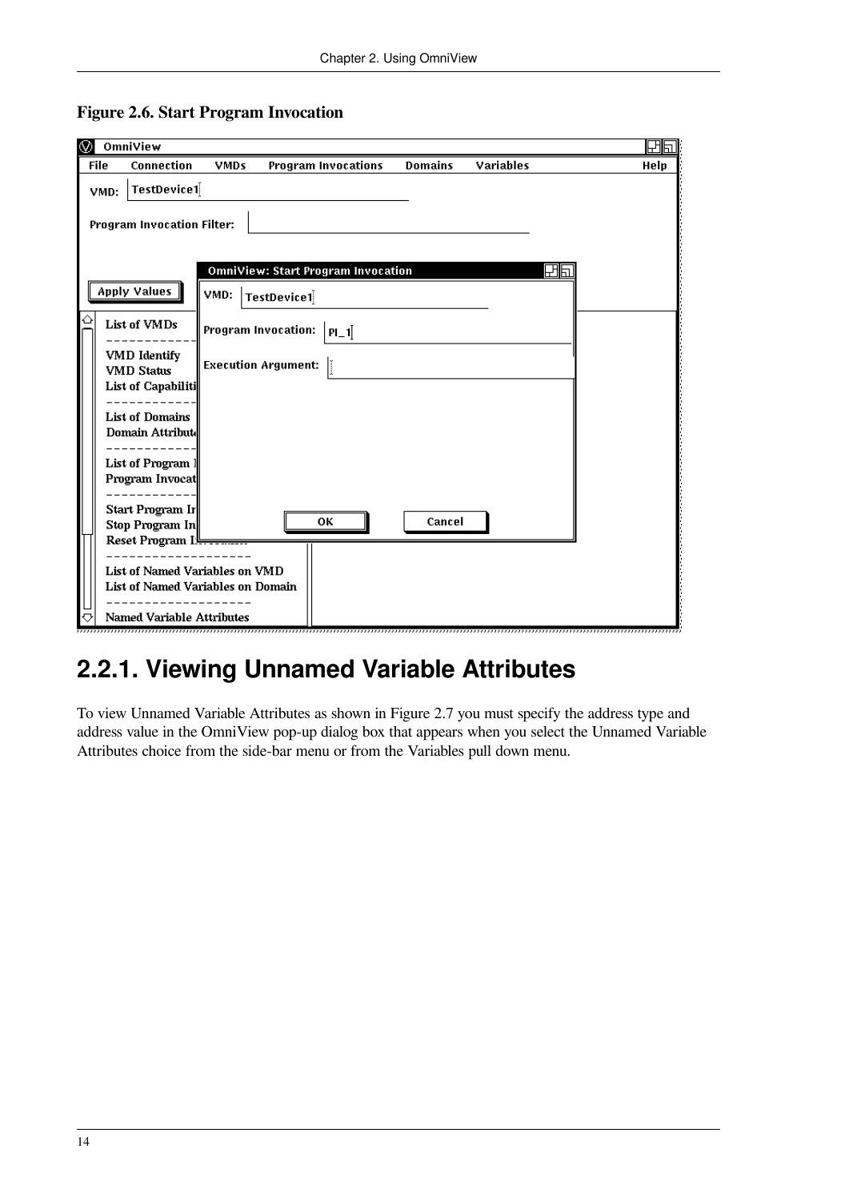**Figure 2.6. Start Program Invocation**

## 2.2.1. Viewing Unnamed Variable Attributes

To view Unnamed Variable Attributes as shown in Figure 2.7 you must specify the address type and address value in the OmniView pop-up dialog box that appears when you select the Unnamed Variable Attributes choice from the side-bar menu or from the Variables pull down menu.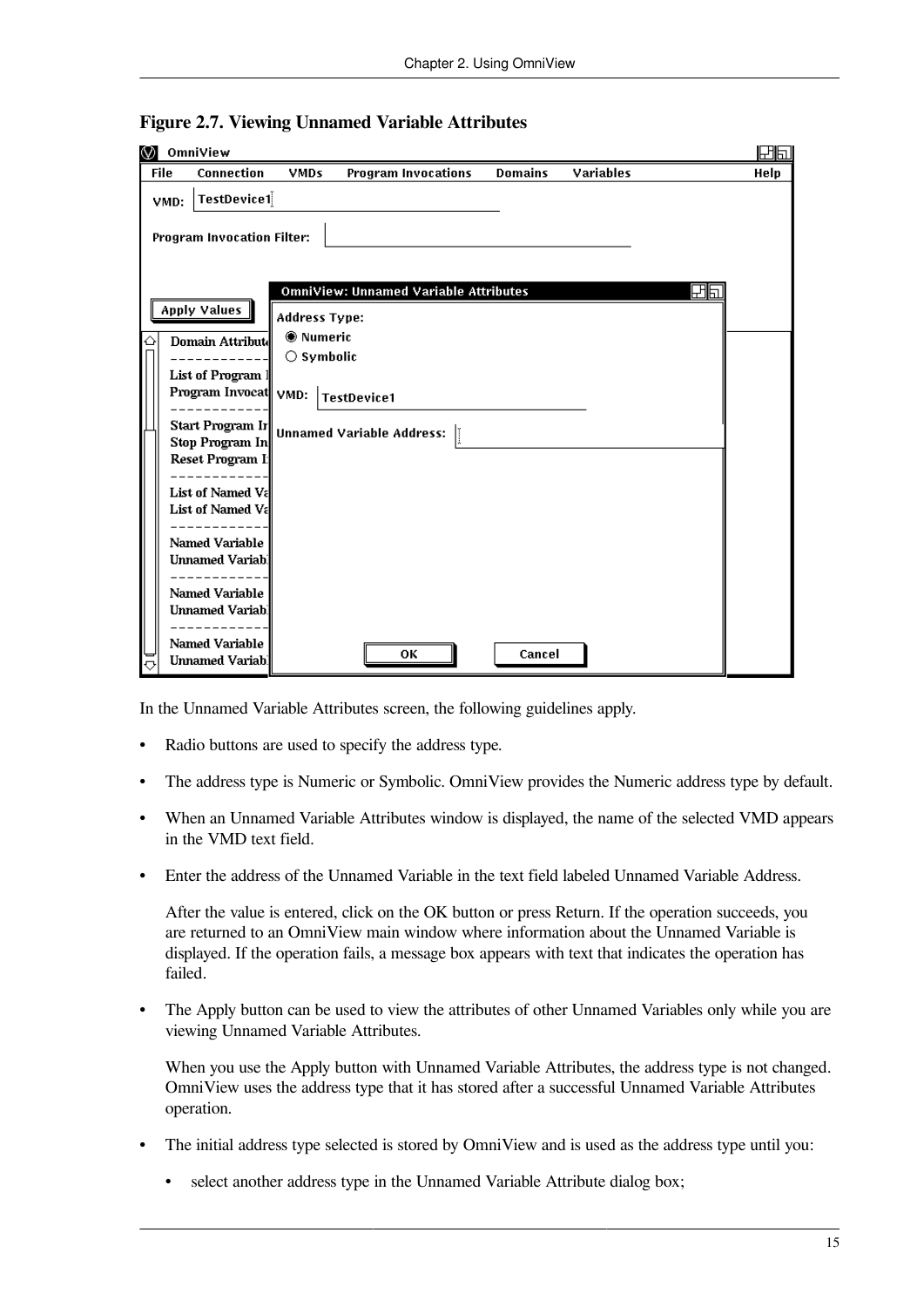**Figure 2.7. Viewing Unnamed Variable Attributes**

In the Unnamed Variable Attributes screen, the following guidelines apply.

- Radio buttons are used to specify the address type.
- The address type is Numeric or Symbolic. OmniView provides the Numeric address type by default.
- When an Unnamed Variable Attributes window is displayed, the name of the selected VMD appears in the VMD text field.
- Enter the address of the Unnamed Variable in the text field labeled Unnamed Variable Address.

  After the value is entered, click on the OK button or press Return. If the operation succeeds, you are returned to an OmniView main window where information about the Unnamed Variable is displayed. If the operation fails, a message box appears with text that indicates the operation has failed.

- The Apply button can be used to view the attributes of other Unnamed Variables only while you are viewing Unnamed Variable Attributes.

  When you use the Apply button with Unnamed Variable Attributes, the address type is not changed. OmniView uses the address type that it has stored after a successful Unnamed Variable Attributes operation.

- The initial address type selected is stored by OmniView and is used as the address type until you:
  - select another address type in the Unnamed Variable Attribute dialog box;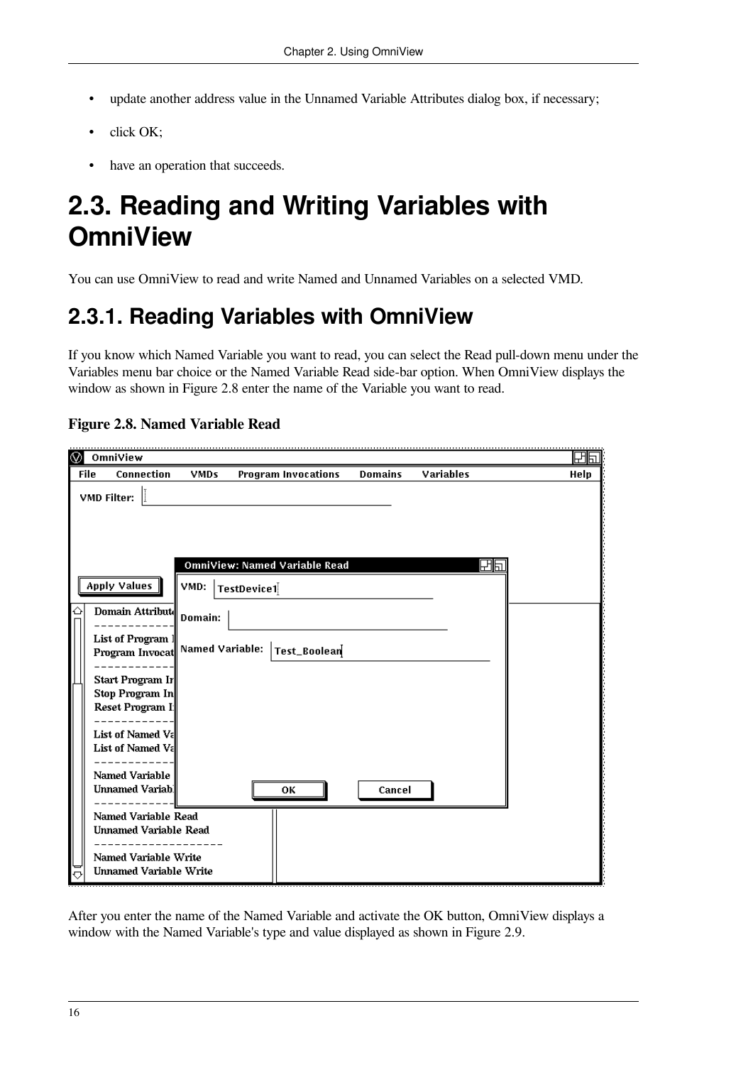- update another address value in the Unnamed Variable Attributes dialog box, if necessary;
- click OK;
- have an operation that succeeds.

# 2.3. Reading and Writing Variables with OmniView

You can use OmniView to read and write Named and Unnamed Variables on a selected VMD.

## 2.3.1. Reading Variables with OmniView

If you know which Named Variable you want to read, you can select the Read pull-down menu under the Variables menu bar choice or the Named Variable Read side-bar option. When OmniView displays the window as shown in Figure 2.8 enter the name of the Variable you want to read.

**Figure 2.8. Named Variable Read**

After you enter the name of the Named Variable and activate the OK button, OmniView displays a window with the Named Variable's type and value displayed as shown in Figure 2.9.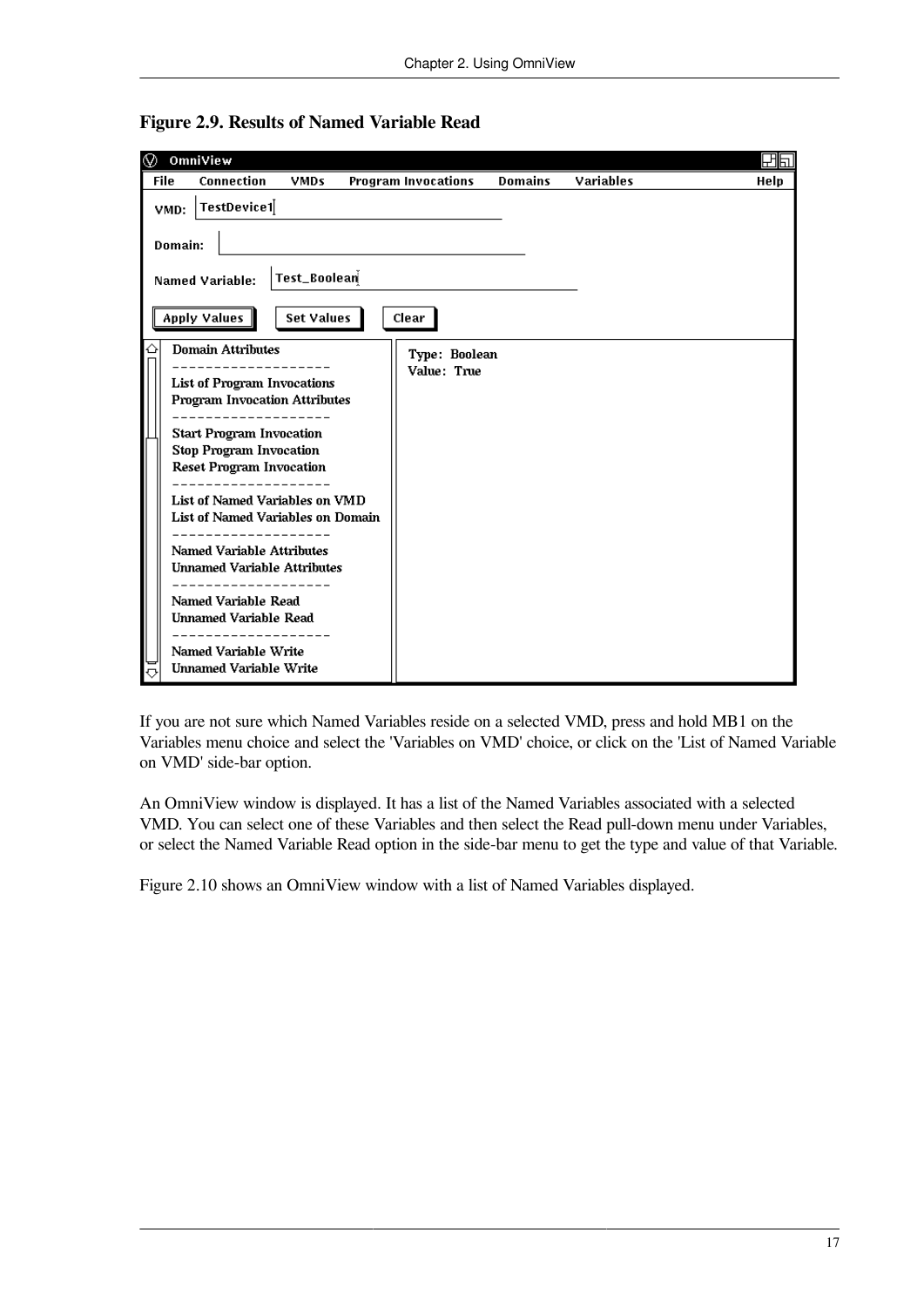**Figure 2.9. Results of Named Variable Read**

If you are not sure which Named Variables reside on a selected VMD, press and hold MB1 on the Variables menu choice and select the 'Variables on VMD' choice, or click on the 'List of Named Variable on VMD' side-bar option.

An OmniView window is displayed. It has a list of the Named Variables associated with a selected VMD. You can select one of these Variables and then select the Read pull-down menu under Variables, or select the Named Variable Read option in the side-bar menu to get the type and value of that Variable.

Figure 2.10 shows an OmniView window with a list of Named Variables displayed.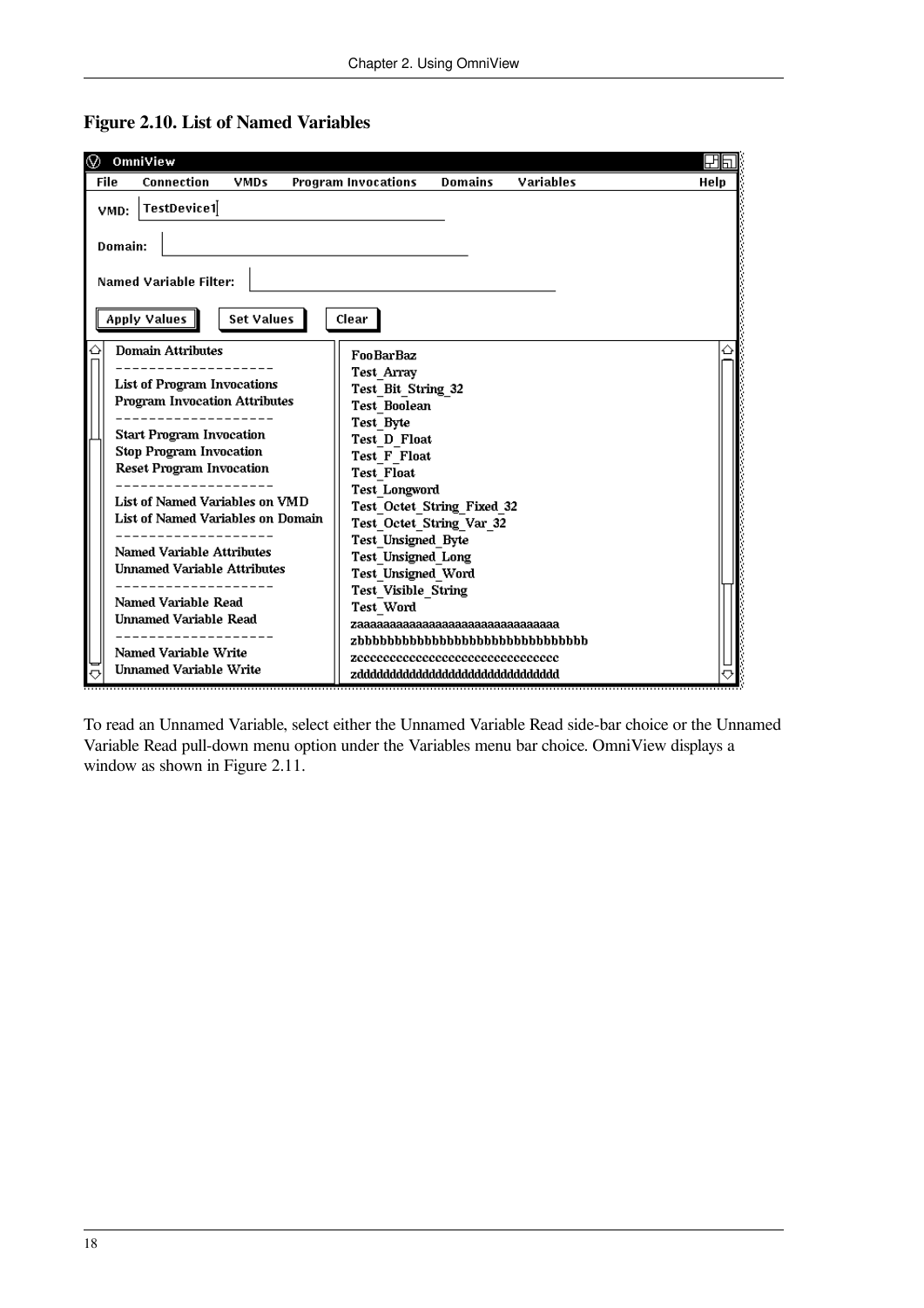**Figure 2.10. List of Named Variables**

To read an Unnamed Variable, select either the Unnamed Variable Read side-bar choice or the Unnamed Variable Read pull-down menu option under the Variables menu bar choice. OmniView displays a window as shown in Figure 2.11.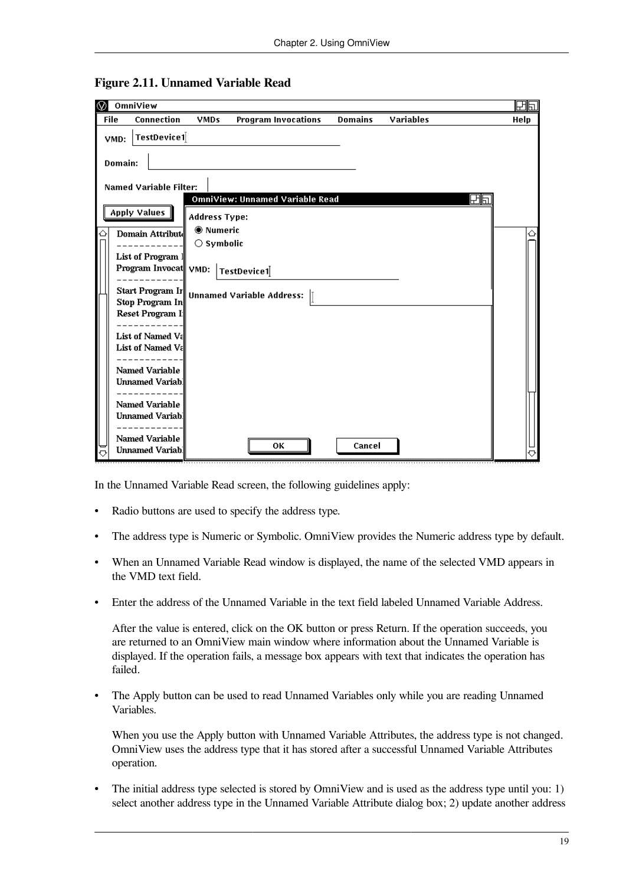**Figure 2.11. Unnamed Variable Read**

In the Unnamed Variable Read screen, the following guidelines apply:

- Radio buttons are used to specify the address type.
- The address type is Numeric or Symbolic. OmniView provides the Numeric address type by default.
- When an Unnamed Variable Read window is displayed, the name of the selected VMD appears in the VMD text field.
- Enter the address of the Unnamed Variable in the text field labeled Unnamed Variable Address.

  After the value is entered, click on the OK button or press Return. If the operation succeeds, you are returned to an OmniView main window where information about the Unnamed Variable is displayed. If the operation fails, a message box appears with text that indicates the operation has failed.

- The Apply button can be used to read Unnamed Variables only while you are reading Unnamed Variables.

  When you use the Apply button with Unnamed Variable Attributes, the address type is not changed. OmniView uses the address type that it has stored after a successful Unnamed Variable Attributes operation.

- The initial address type selected is stored by OmniView and is used as the address type until you: 1) select another address type in the Unnamed Variable Attribute dialog box; 2) update another address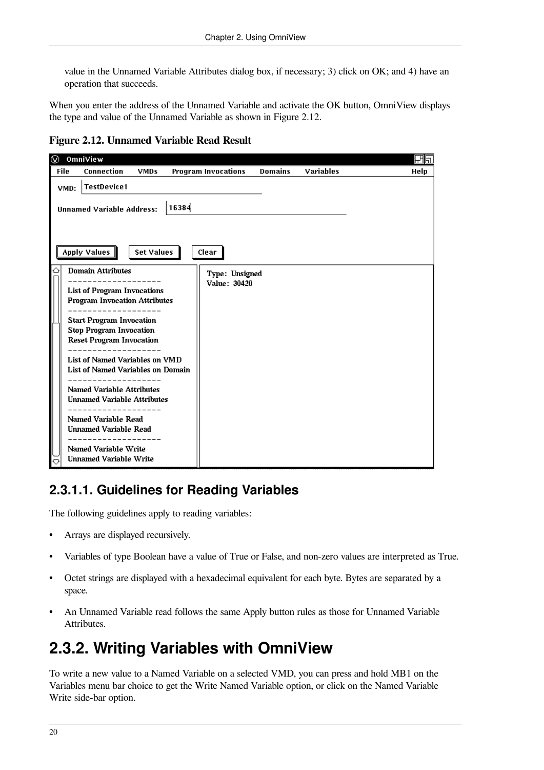value in the Unnamed Variable Attributes dialog box, if necessary; 3) click on OK; and 4) have an operation that succeeds.

When you enter the address of the Unnamed Variable and activate the OK button, OmniView displays the type and value of the Unnamed Variable as shown in Figure 2.12.

**Figure 2.12. Unnamed Variable Read Result**

### 2.3.1.1. Guidelines for Reading Variables

The following guidelines apply to reading variables:

- Arrays are displayed recursively.
- Variables of type Boolean have a value of True or False, and non-zero values are interpreted as True.
- Octet strings are displayed with a hexadecimal equivalent for each byte. Bytes are separated by a space.
- An Unnamed Variable read follows the same Apply button rules as those for Unnamed Variable Attributes.

## 2.3.2. Writing Variables with OmniView

To write a new value to a Named Variable on a selected VMD, you can press and hold MB1 on the Variables menu bar choice to get the Write Named Variable option, or click on the Named Variable Write side-bar option.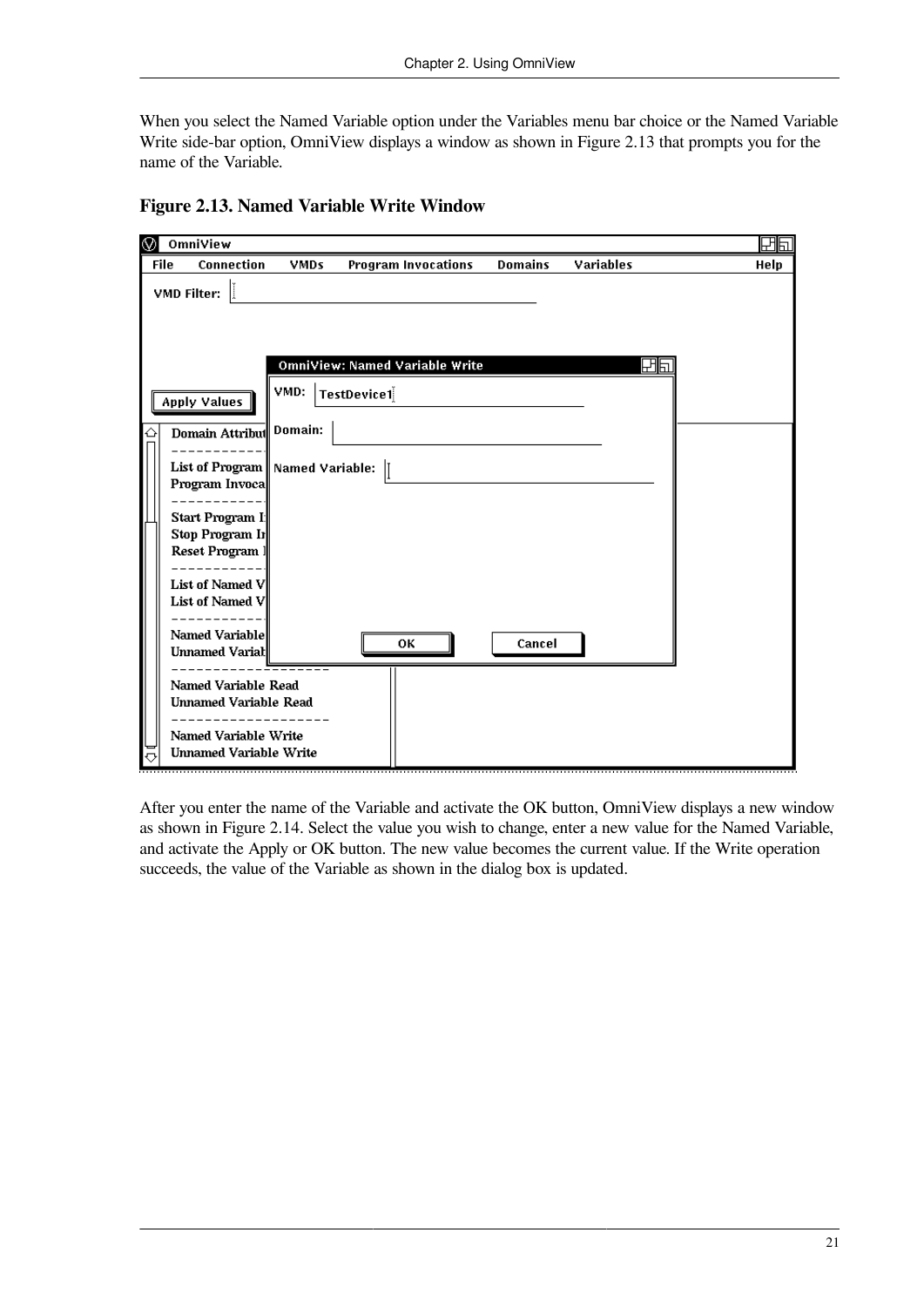When you select the Named Variable option under the Variables menu bar choice or the Named Variable Write side-bar option, OmniView displays a window as shown in Figure 2.13 that prompts you for the name of the Variable.

**Figure 2.13. Named Variable Write Window**

After you enter the name of the Variable and activate the OK button, OmniView displays a new window as shown in Figure 2.14. Select the value you wish to change, enter a new value for the Named Variable, and activate the Apply or OK button. The new value becomes the current value. If the Write operation succeeds, the value of the Variable as shown in the dialog box is updated.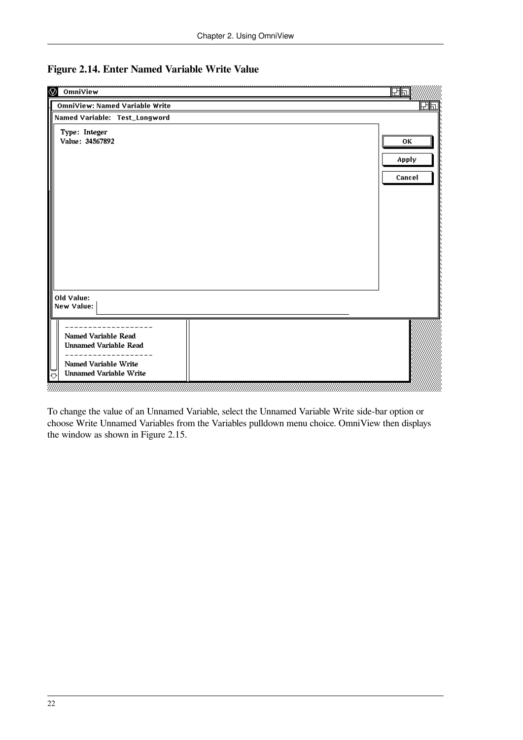**Figure 2.14. Enter Named Variable Write Value**

To change the value of an Unnamed Variable, select the Unnamed Variable Write side-bar option or choose Write Unnamed Variables from the Variables pulldown menu choice. OmniView then displays the window as shown in Figure 2.15.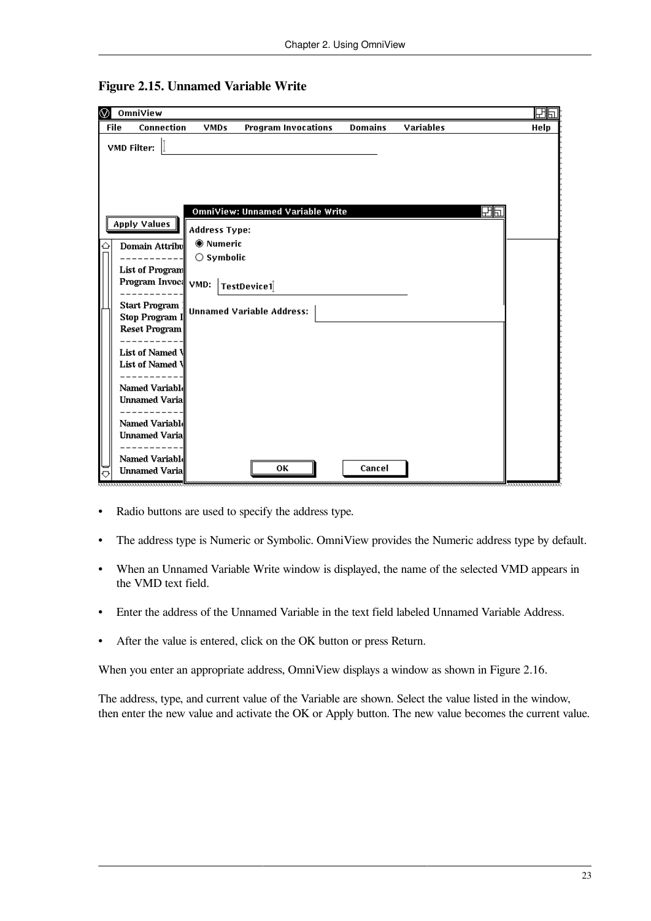**Figure 2.15. Unnamed Variable Write**

- Radio buttons are used to specify the address type.
- The address type is Numeric or Symbolic. OmniView provides the Numeric address type by default.
- When an Unnamed Variable Write window is displayed, the name of the selected VMD appears in the VMD text field.
- Enter the address of the Unnamed Variable in the text field labeled Unnamed Variable Address.
- After the value is entered, click on the OK button or press Return.

When you enter an appropriate address, OmniView displays a window as shown in Figure 2.16.

The address, type, and current value of the Variable are shown. Select the value listed in the window, then enter the new value and activate the OK or Apply button. The new value becomes the current value.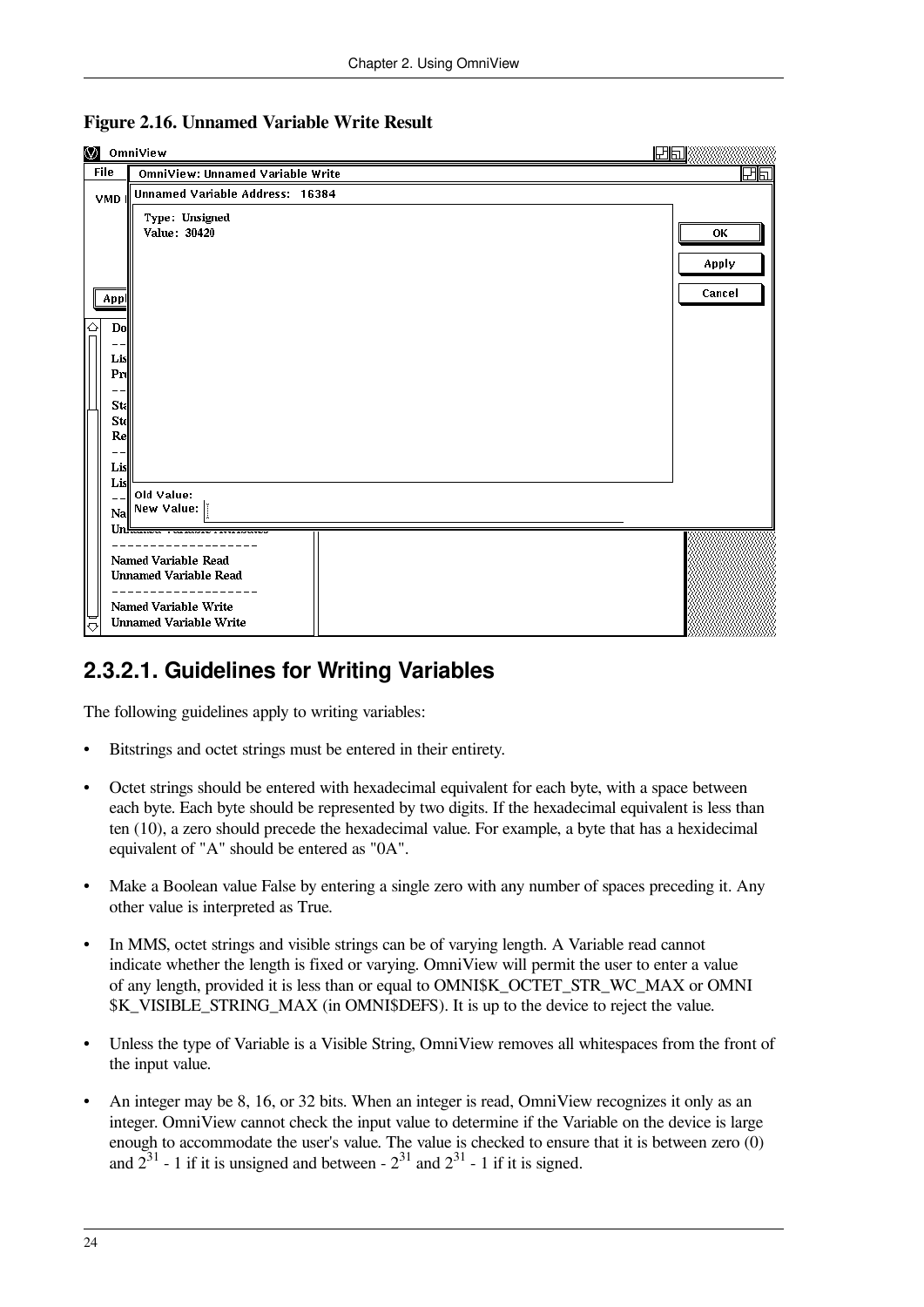**Figure 2.16. Unnamed Variable Write Result**

### 2.3.2.1. Guidelines for Writing Variables

The following guidelines apply to writing variables:

- Bitstrings and octet strings must be entered in their entirety.
- Octet strings should be entered with hexadecimal equivalent for each byte, with a space between each byte. Each byte should be represented by two digits. If the hexadecimal equivalent is less than ten (10), a zero should precede the hexadecimal value. For example, a byte that has a hexidecimal equivalent of "A" should be entered as "0A".
- Make a Boolean value False by entering a single zero with any number of spaces preceding it. Any other value is interpreted as True.
- In MMS, octet strings and visible strings can be of varying length. A Variable read cannot indicate whether the length is fixed or varying. OmniView will permit the user to enter a value of any length, provided it is less than or equal to OMNI$K_OCTET_STR_WC_MAX or OMNI$K_VISIBLE_STRING_MAX (in OMNI$DEFS). It is up to the device to reject the value.
- Unless the type of Variable is a Visible String, OmniView removes all whitespaces from the front of the input value.
- An integer may be 8, 16, or 32 bits. When an integer is read, OmniView recognizes it only as an integer. OmniView cannot check the input value to determine if the Variable on the device is large enough to accommodate the user's value. The value is checked to ensure that it is between zero (0) and $2^{31} - 1$ if it is unsigned and between $-2^{31}$ and $2^{31} - 1$ if it is signed.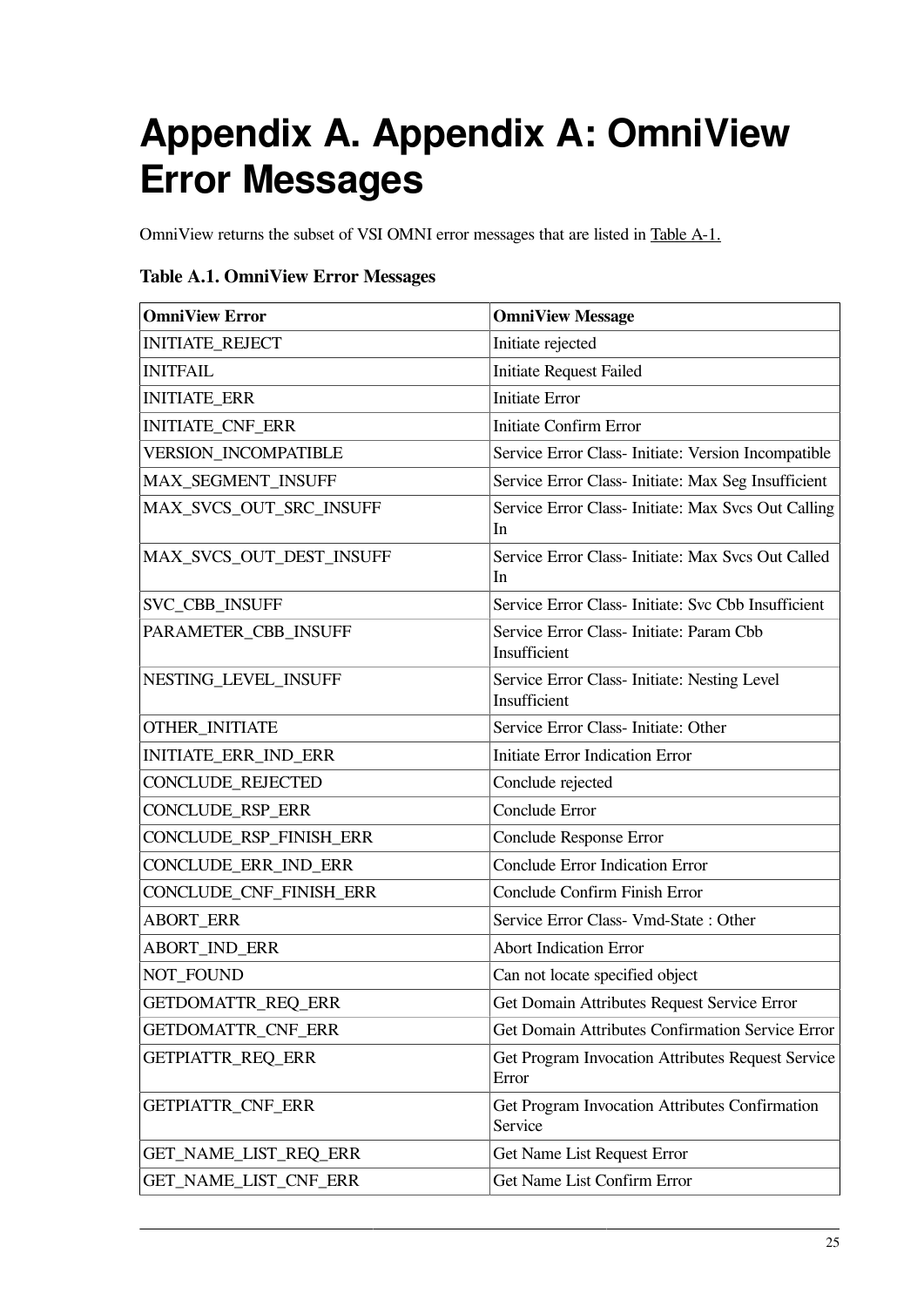# Appendix A. Appendix A: OmniView Error Messages

OmniView returns the subset of VSI OMNI error messages that are listed in Table A-1.

**Table A.1. OmniView Error Messages**

| OmniView Error | OmniView Message |
|---|---|
| INITIATE_REJECT | Initiate rejected |
| INITFAIL | Initiate Request Failed |
| INITIATE_ERR | Initiate Error |
| INITIATE_CNF_ERR | Initiate Confirm Error |
| VERSION_INCOMPATIBLE | Service Error Class- Initiate: Version Incompatible |
| MAX_SEGMENT_INSUFF | Service Error Class- Initiate: Max Seg Insufficient |
| MAX_SVCS_OUT_SRC_INSUFF | Service Error Class- Initiate: Max Svcs Out Calling In |
| MAX_SVCS_OUT_DEST_INSUFF | Service Error Class- Initiate: Max Svcs Out Called In |
| SVC_CBB_INSUFF | Service Error Class- Initiate: Svc Cbb Insufficient |
| PARAMETER_CBB_INSUFF | Service Error Class- Initiate: Param Cbb Insufficient |
| NESTING_LEVEL_INSUFF | Service Error Class- Initiate: Nesting Level Insufficient |
| OTHER_INITIATE | Service Error Class- Initiate: Other |
| INITIATE_ERR_IND_ERR | Initiate Error Indication Error |
| CONCLUDE_REJECTED | Conclude rejected |
| CONCLUDE_RSP_ERR | Conclude Error |
| CONCLUDE_RSP_FINISH_ERR | Conclude Response Error |
| CONCLUDE_ERR_IND_ERR | Conclude Error Indication Error |
| CONCLUDE_CNF_FINISH_ERR | Conclude Confirm Finish Error |
| ABORT_ERR | Service Error Class- Vmd-State : Other |
| ABORT_IND_ERR | Abort Indication Error |
| NOT_FOUND | Can not locate specified object |
| GETDOMATTR_REQ_ERR | Get Domain Attributes Request Service Error |
| GETDOMATTR_CNF_ERR | Get Domain Attributes Confirmation Service Error |
| GETPIATTR_REQ_ERR | Get Program Invocation Attributes Request Service Error |
| GETPIATTR_CNF_ERR | Get Program Invocation Attributes Confirmation Service |
| GET_NAME_LIST_REQ_ERR | Get Name List Request Error |
| GET_NAME_LIST_CNF_ERR | Get Name List Confirm Error |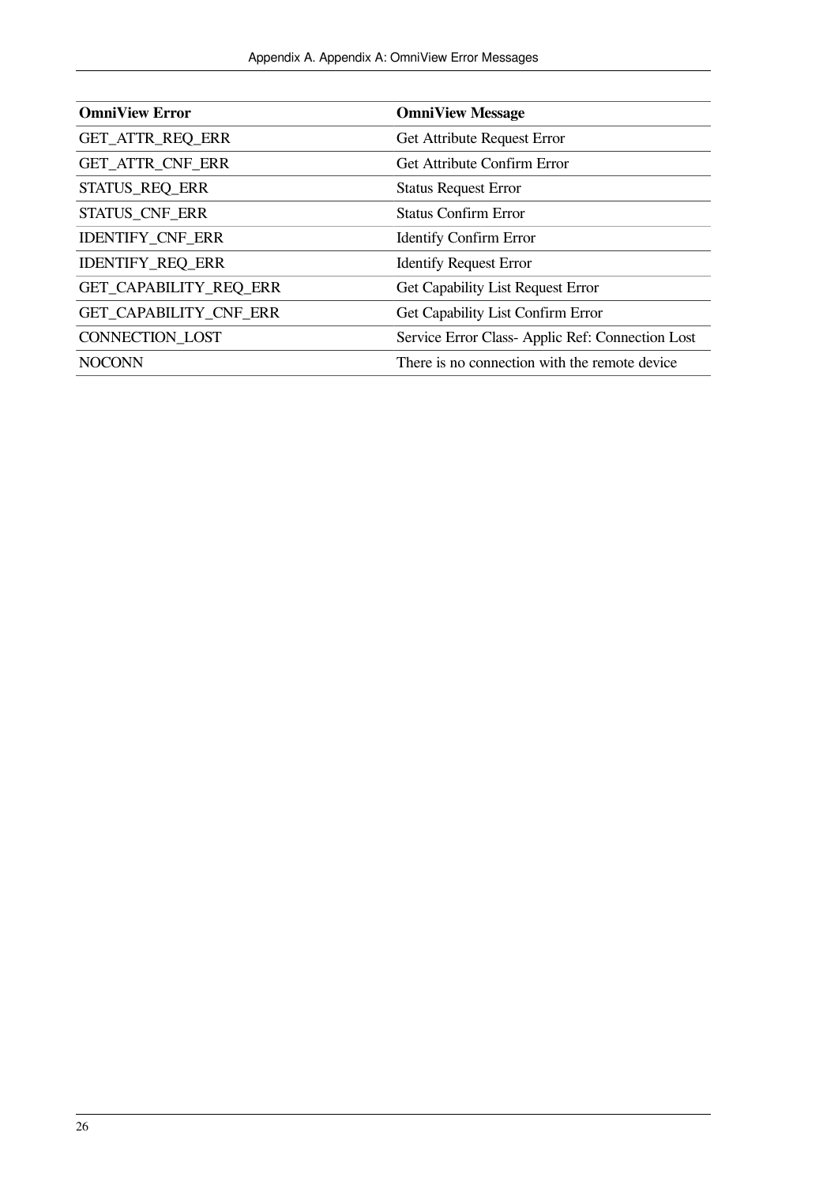| OmniView Error | OmniView Message |
|---|---|
| GET_ATTR_REQ_ERR | Get Attribute Request Error |
| GET_ATTR_CNF_ERR | Get Attribute Confirm Error |
| STATUS_REQ_ERR | Status Request Error |
| STATUS_CNF_ERR | Status Confirm Error |
| IDENTIFY_CNF_ERR | Identify Confirm Error |
| IDENTIFY_REQ_ERR | Identify Request Error |
| GET_CAPABILITY_REQ_ERR | Get Capability List Request Error |
| GET_CAPABILITY_CNF_ERR | Get Capability List Confirm Error |
| CONNECTION_LOST | Service Error Class- Applic Ref: Connection Lost |
| NOCONN | There is no connection with the remote device |